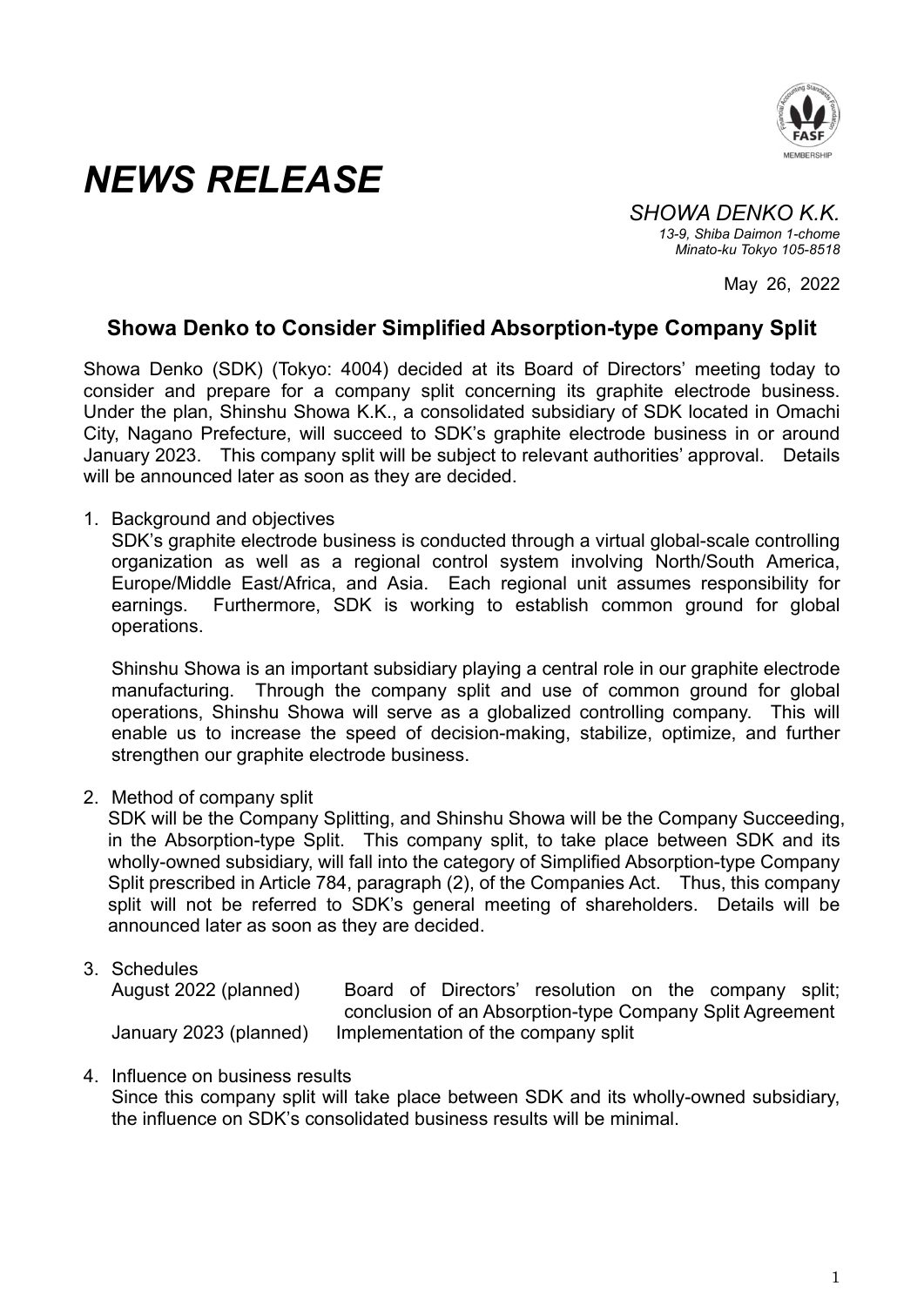# NEWS RELEASE

*SHOWA DENKO K.K.*
*13-9, Shiba Daimon 1-chome*
*Minato-ku Tokyo 105-8518*

May 26, 2022

## Showa Denko to Consider Simplified Absorption-type Company Split

Showa Denko (SDK) (Tokyo: 4004) decided at its Board of Directors' meeting today to consider and prepare for a company split concerning its graphite electrode business. Under the plan, Shinshu Showa K.K., a consolidated subsidiary of SDK located in Omachi City, Nagano Prefecture, will succeed to SDK's graphite electrode business in or around January 2023. This company split will be subject to relevant authorities' approval. Details will be announced later as soon as they are decided.

1. Background and objectives

   SDK's graphite electrode business is conducted through a virtual global-scale controlling organization as well as a regional control system involving North/South America, Europe/Middle East/Africa, and Asia. Each regional unit assumes responsibility for earnings. Furthermore, SDK is working to establish common ground for global operations.

   Shinshu Showa is an important subsidiary playing a central role in our graphite electrode manufacturing. Through the company split and use of common ground for global operations, Shinshu Showa will serve as a globalized controlling company. This will enable us to increase the speed of decision-making, stabilize, optimize, and further strengthen our graphite electrode business.

2. Method of company split

   SDK will be the Company Splitting, and Shinshu Showa will be the Company Succeeding, in the Absorption-type Split. This company split, to take place between SDK and its wholly-owned subsidiary, will fall into the category of Simplified Absorption-type Company Split prescribed in Article 784, paragraph (2), of the Companies Act. Thus, this company split will not be referred to SDK's general meeting of shareholders. Details will be announced later as soon as they are decided.

3. Schedules

   | | |
   |---|---|
   | August 2022 (planned) | Board of Directors' resolution on the company split; conclusion of an Absorption-type Company Split Agreement |
   | January 2023 (planned) | Implementation of the company split |

4. Influence on business results

   Since this company split will take place between SDK and its wholly-owned subsidiary, the influence on SDK's consolidated business results will be minimal.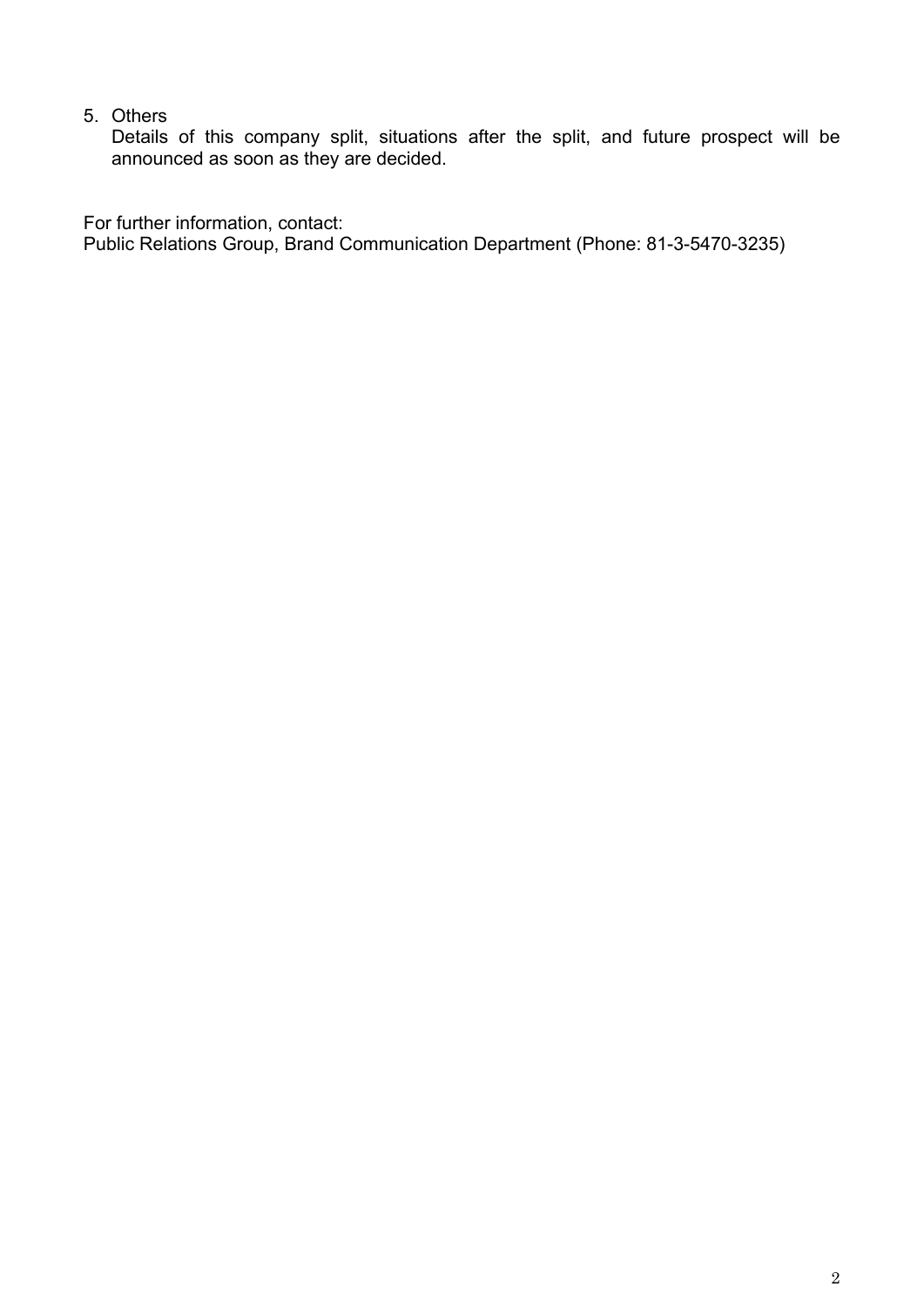5. Others

   Details of this company split, situations after the split, and future prospect will be announced as soon as they are decided.

For further information, contact:
Public Relations Group, Brand Communication Department (Phone: 81-3-5470-3235)